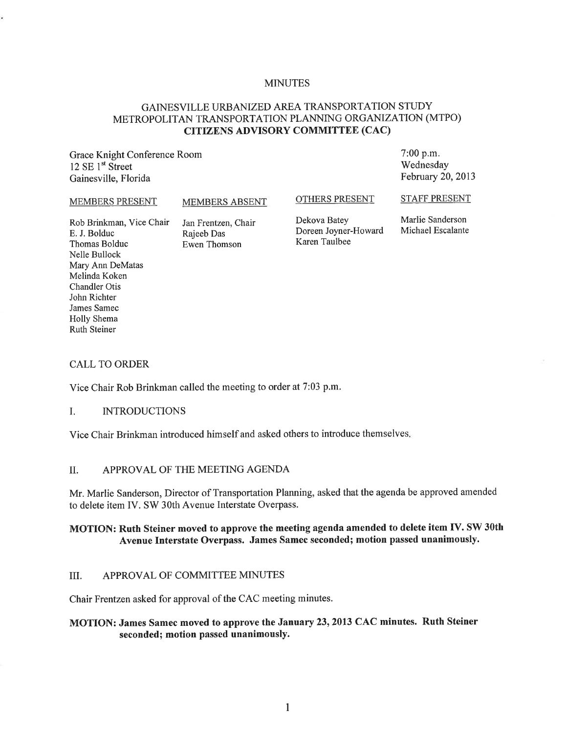# MINUTES

## GAINESVILLE URBANIZED AREA TRANSPORTATION STUDY METROPOLITAN TRANSPORTATION PLANNING ORGANIZATION (MTPO) **CITIZENS ADVISORY COMMITTEE (CAC)**

Grace Knight Conference Room
12 SE 1st Street
Gainesville, Florida

7:00 p.m.
Wednesday
February 20, 2013

| MEMBERS PRESENT | MEMBERS ABSENT | OTHERS PRESENT | STAFF PRESENT |
|---|---|---|---|
| Rob Brinkman, Vice Chair | Jan Frentzen, Chair | Dekova Batey | Marlie Sanderson |
| E. J. Bolduc | Rajeeb Das | Doreen Joyner-Howard | Michael Escalante |
| Thomas Bolduc | Ewen Thomson | Karen Taulbee | |
| Nelle Bullock | | | |
| Mary Ann DeMatas | | | |
| Melinda Koken | | | |
| Chandler Otis | | | |
| John Richter | | | |
| James Samec | | | |
| Holly Shema | | | |
| Ruth Steiner | | | |

CALL TO ORDER

Vice Chair Rob Brinkman called the meeting to order at 7:03 p.m.

I. INTRODUCTIONS

Vice Chair Brinkman introduced himself and asked others to introduce themselves.

II. APPROVAL OF THE MEETING AGENDA

Mr. Marlie Sanderson, Director of Transportation Planning, asked that the agenda be approved amended to delete item IV. SW 30th Avenue Interstate Overpass.

**MOTION: Ruth Steiner moved to approve the meeting agenda amended to delete item IV. SW 30th Avenue Interstate Overpass. James Samec seconded; motion passed unanimously.**

III. APPROVAL OF COMMITTEE MINUTES

Chair Frentzen asked for approval of the CAC meeting minutes.

**MOTION: James Samec moved to approve the January 23, 2013 CAC minutes. Ruth Steiner seconded; motion passed unanimously.**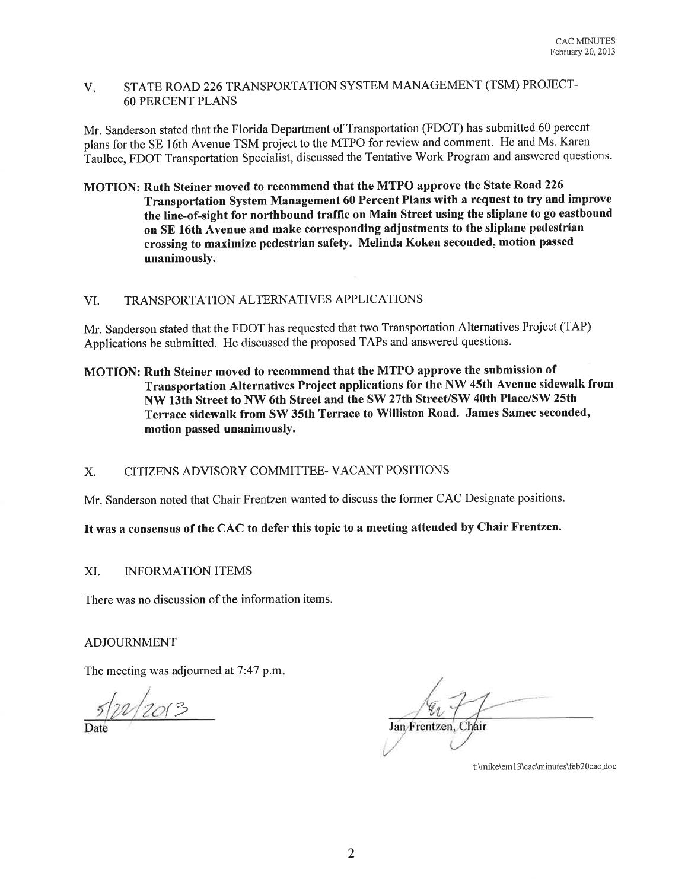## V. STATE ROAD 226 TRANSPORTATION SYSTEM MANAGEMENT (TSM) PROJECT- 60 PERCENT PLANS

Mr. Sanderson stated that the Florida Department of Transportation (FDOT) has submitted 60 percent plans for the SE 16th Avenue TSM project to the MTPO for review and comment. He and Ms. Karen Taulbee, FDOT Transportation Specialist, discussed the Tentative Work Program and answered questions.

**MOTION: Ruth Steiner moved to recommend that the MTPO approve the State Road 226 Transportation System Management 60 Percent Plans with a request to try and improve the line-of-sight for northbound traffic on Main Street using the sliplane to go eastbound on SE 16th Avenue and make corresponding adjustments to the sliplane pedestrian crossing to maximize pedestrian safety. Melinda Koken seconded, motion passed unanimously.**

## VI. TRANSPORTATION ALTERNATIVES APPLICATIONS

Mr. Sanderson stated that the FDOT has requested that two Transportation Alternatives Project (TAP) Applications be submitted. He discussed the proposed TAPs and answered questions.

**MOTION: Ruth Steiner moved to recommend that the MTPO approve the submission of Transportation Alternatives Project applications for the NW 45th Avenue sidewalk from NW 13th Street to NW 6th Street and the SW 27th Street/SW 40th Place/SW 25th Terrace sidewalk from SW 35th Terrace to Williston Road. James Samec seconded, motion passed unanimously.**

## X. CITIZENS ADVISORY COMMITTEE- VACANT POSITIONS

Mr. Sanderson noted that Chair Frentzen wanted to discuss the former CAC Designate positions.

**It was a consensus of the CAC to defer this topic to a meeting attended by Chair Frentzen.**

## XI. INFORMATION ITEMS

There was no discussion of the information items.

## ADJOURNMENT

The meeting was adjourned at 7:47 p.m.

5/22/2013
Date

Jan Frentzen, Chair

t:\mike\em13\cac\minutes\feb20cac.doc